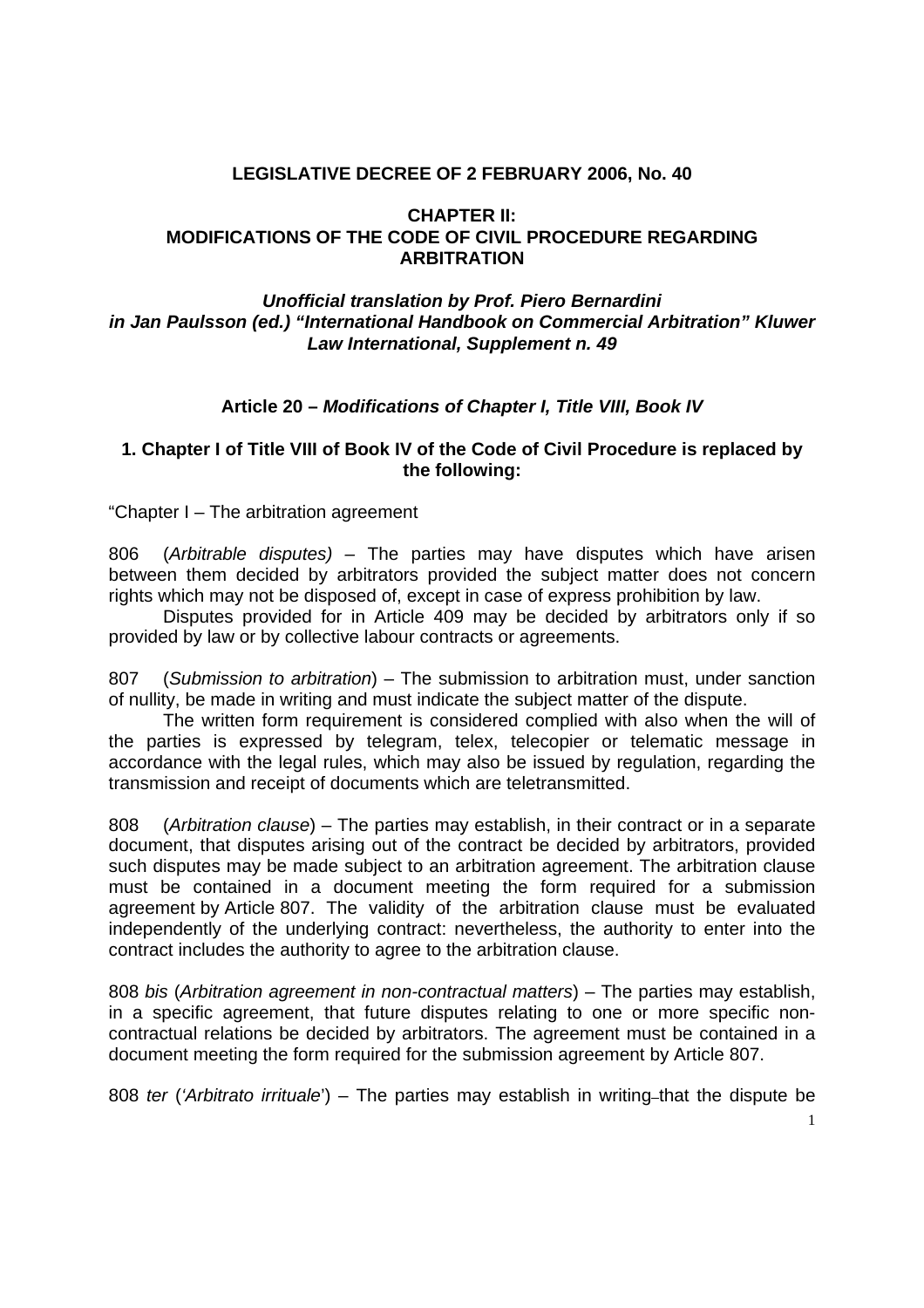**LEGISLATIVE DECREE OF 2 FEBRUARY 2006, No. 40**

**CHAPTER II:**
**MODIFICATIONS OF THE CODE OF CIVIL PROCEDURE REGARDING ARBITRATION**

***Unofficial translation by Prof. Piero Bernardini in Jan Paulsson (ed.) "International Handbook on Commercial Arbitration" Kluwer Law International, Supplement n. 49***

**Article 20 – *Modifications of Chapter I, Title VIII, Book IV***

**1. Chapter I of Title VIII of Book IV of the Code of Civil Procedure is replaced by the following:**

"Chapter I – The arbitration agreement

806 (*Arbitrable disputes)* – The parties may have disputes which have arisen between them decided by arbitrators provided the subject matter does not concern rights which may not be disposed of, except in case of express prohibition by law.

Disputes provided for in Article 409 may be decided by arbitrators only if so provided by law or by collective labour contracts or agreements.

807 (*Submission to arbitration*) – The submission to arbitration must, under sanction of nullity, be made in writing and must indicate the subject matter of the dispute.

The written form requirement is considered complied with also when the will of the parties is expressed by telegram, telex, telecopier or telematic message in accordance with the legal rules, which may also be issued by regulation, regarding the transmission and receipt of documents which are teletransmitted.

808 (*Arbitration clause*) – The parties may establish, in their contract or in a separate document, that disputes arising out of the contract be decided by arbitrators, provided such disputes may be made subject to an arbitration agreement. The arbitration clause must be contained in a document meeting the form required for a submission agreement by Article 807. The validity of the arbitration clause must be evaluated independently of the underlying contract: nevertheless, the authority to enter into the contract includes the authority to agree to the arbitration clause.

808 *bis* (*Arbitration agreement in non-contractual matters*) – The parties may establish, in a specific agreement, that future disputes relating to one or more specific non-contractual relations be decided by arbitrators. The agreement must be contained in a document meeting the form required for the submission agreement by Article 807.

808 *ter* ('*Arbitrato irrituale*') – The parties may establish in writing that the dispute be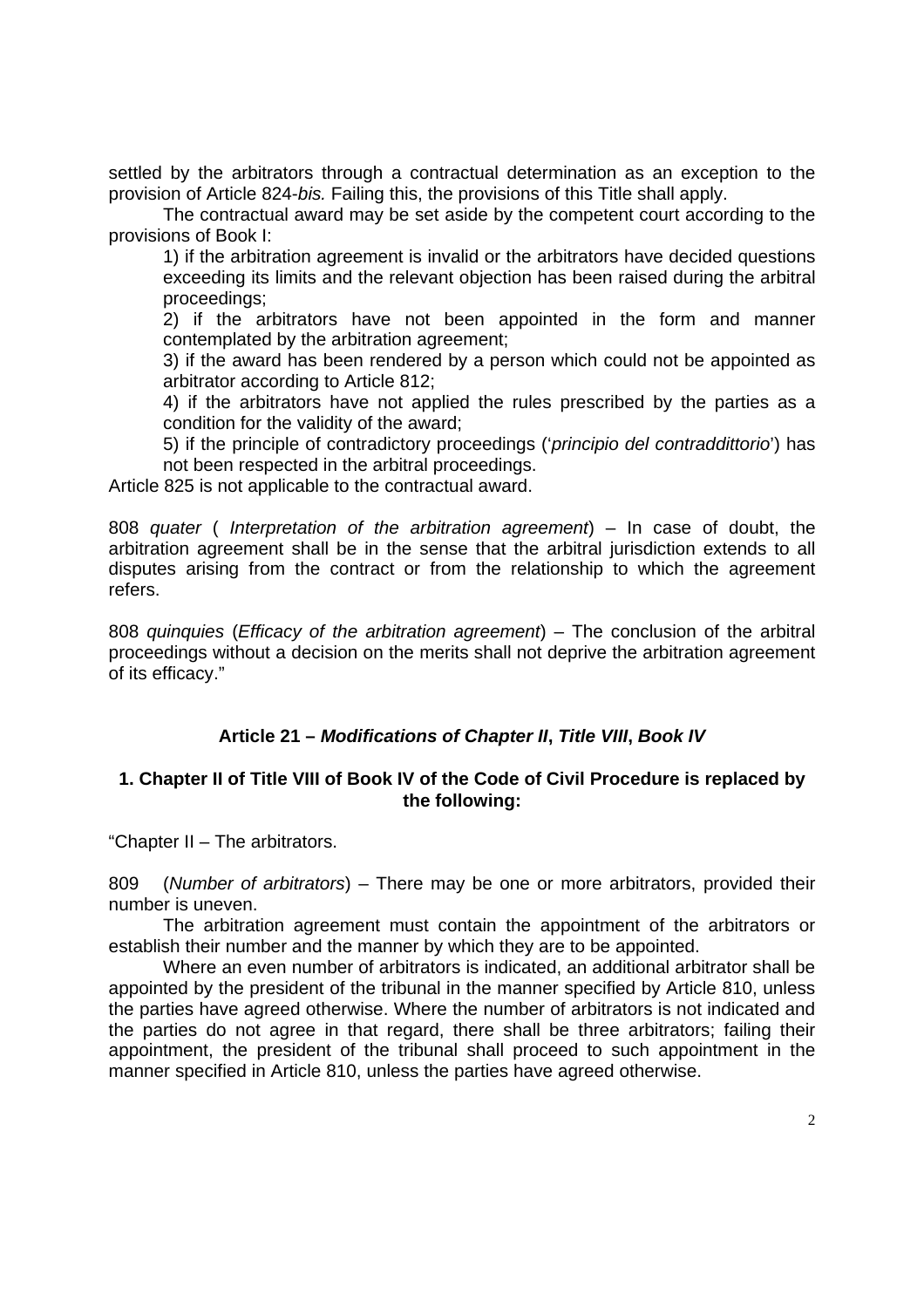settled by the arbitrators through a contractual determination as an exception to the provision of Article 824-*bis.* Failing this, the provisions of this Title shall apply.

The contractual award may be set aside by the competent court according to the provisions of Book I:

1) if the arbitration agreement is invalid or the arbitrators have decided questions exceeding its limits and the relevant objection has been raised during the arbitral proceedings;

2) if the arbitrators have not been appointed in the form and manner contemplated by the arbitration agreement;

3) if the award has been rendered by a person which could not be appointed as arbitrator according to Article 812;

4) if the arbitrators have not applied the rules prescribed by the parties as a condition for the validity of the award;

5) if the principle of contradictory proceedings ('*principio del contraddittorio*') has not been respected in the arbitral proceedings.

Article 825 is not applicable to the contractual award.

808 *quater* ( *Interpretation of the arbitration agreement*) – In case of doubt, the arbitration agreement shall be in the sense that the arbitral jurisdiction extends to all disputes arising from the contract or from the relationship to which the agreement refers.

808 *quinquies* (*Efficacy of the arbitration agreement*) – The conclusion of the arbitral proceedings without a decision on the merits shall not deprive the arbitration agreement of its efficacy."

## Article 21 – *Modifications of Chapter II*, *Title VIII*, *Book IV*

### 1. Chapter II of Title VIII of Book IV of the Code of Civil Procedure is replaced by the following:

"Chapter II – The arbitrators.

809 (*Number of arbitrators*) – There may be one or more arbitrators, provided their number is uneven.

The arbitration agreement must contain the appointment of the arbitrators or establish their number and the manner by which they are to be appointed.

Where an even number of arbitrators is indicated, an additional arbitrator shall be appointed by the president of the tribunal in the manner specified by Article 810, unless the parties have agreed otherwise. Where the number of arbitrators is not indicated and the parties do not agree in that regard, there shall be three arbitrators; failing their appointment, the president of the tribunal shall proceed to such appointment in the manner specified in Article 810, unless the parties have agreed otherwise.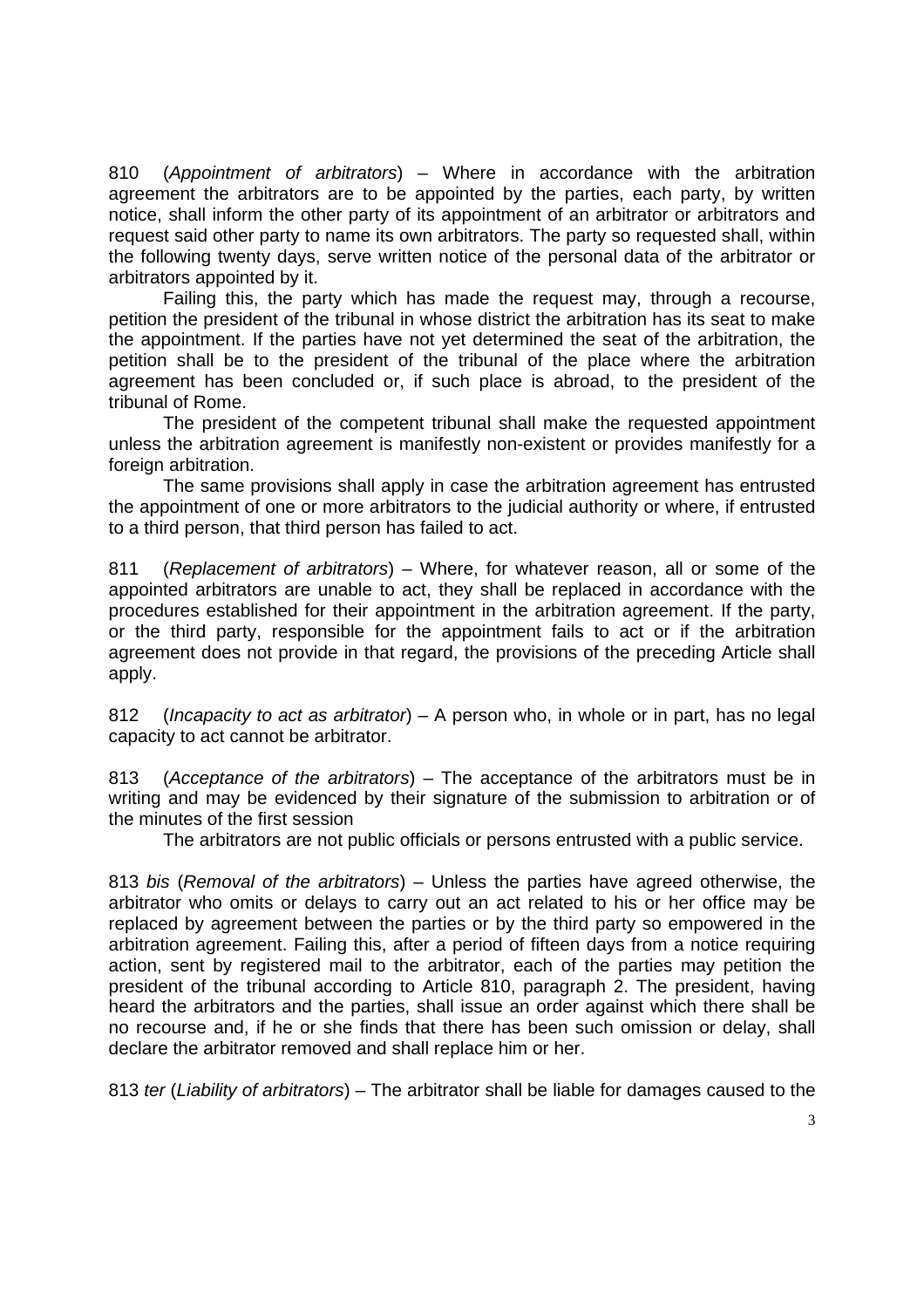810 (*Appointment of arbitrators*) – Where in accordance with the arbitration agreement the arbitrators are to be appointed by the parties, each party, by written notice, shall inform the other party of its appointment of an arbitrator or arbitrators and request said other party to name its own arbitrators. The party so requested shall, within the following twenty days, serve written notice of the personal data of the arbitrator or arbitrators appointed by it.

Failing this, the party which has made the request may, through a recourse, petition the president of the tribunal in whose district the arbitration has its seat to make the appointment. If the parties have not yet determined the seat of the arbitration, the petition shall be to the president of the tribunal of the place where the arbitration agreement has been concluded or, if such place is abroad, to the president of the tribunal of Rome.

The president of the competent tribunal shall make the requested appointment unless the arbitration agreement is manifestly non-existent or provides manifestly for a foreign arbitration.

The same provisions shall apply in case the arbitration agreement has entrusted the appointment of one or more arbitrators to the judicial authority or where, if entrusted to a third person, that third person has failed to act.

811 (*Replacement of arbitrators*) – Where, for whatever reason, all or some of the appointed arbitrators are unable to act, they shall be replaced in accordance with the procedures established for their appointment in the arbitration agreement. If the party, or the third party, responsible for the appointment fails to act or if the arbitration agreement does not provide in that regard, the provisions of the preceding Article shall apply.

812 (*Incapacity to act as arbitrator*) – A person who, in whole or in part, has no legal capacity to act cannot be arbitrator.

813 (*Acceptance of the arbitrators*) – The acceptance of the arbitrators must be in writing and may be evidenced by their signature of the submission to arbitration or of the minutes of the first session

The arbitrators are not public officials or persons entrusted with a public service.

813 *bis* (*Removal of the arbitrators*) – Unless the parties have agreed otherwise, the arbitrator who omits or delays to carry out an act related to his or her office may be replaced by agreement between the parties or by the third party so empowered in the arbitration agreement. Failing this, after a period of fifteen days from a notice requiring action, sent by registered mail to the arbitrator, each of the parties may petition the president of the tribunal according to Article 810, paragraph 2. The president, having heard the arbitrators and the parties, shall issue an order against which there shall be no recourse and, if he or she finds that there has been such omission or delay, shall declare the arbitrator removed and shall replace him or her.

813 *ter* (*Liability of arbitrators*) – The arbitrator shall be liable for damages caused to the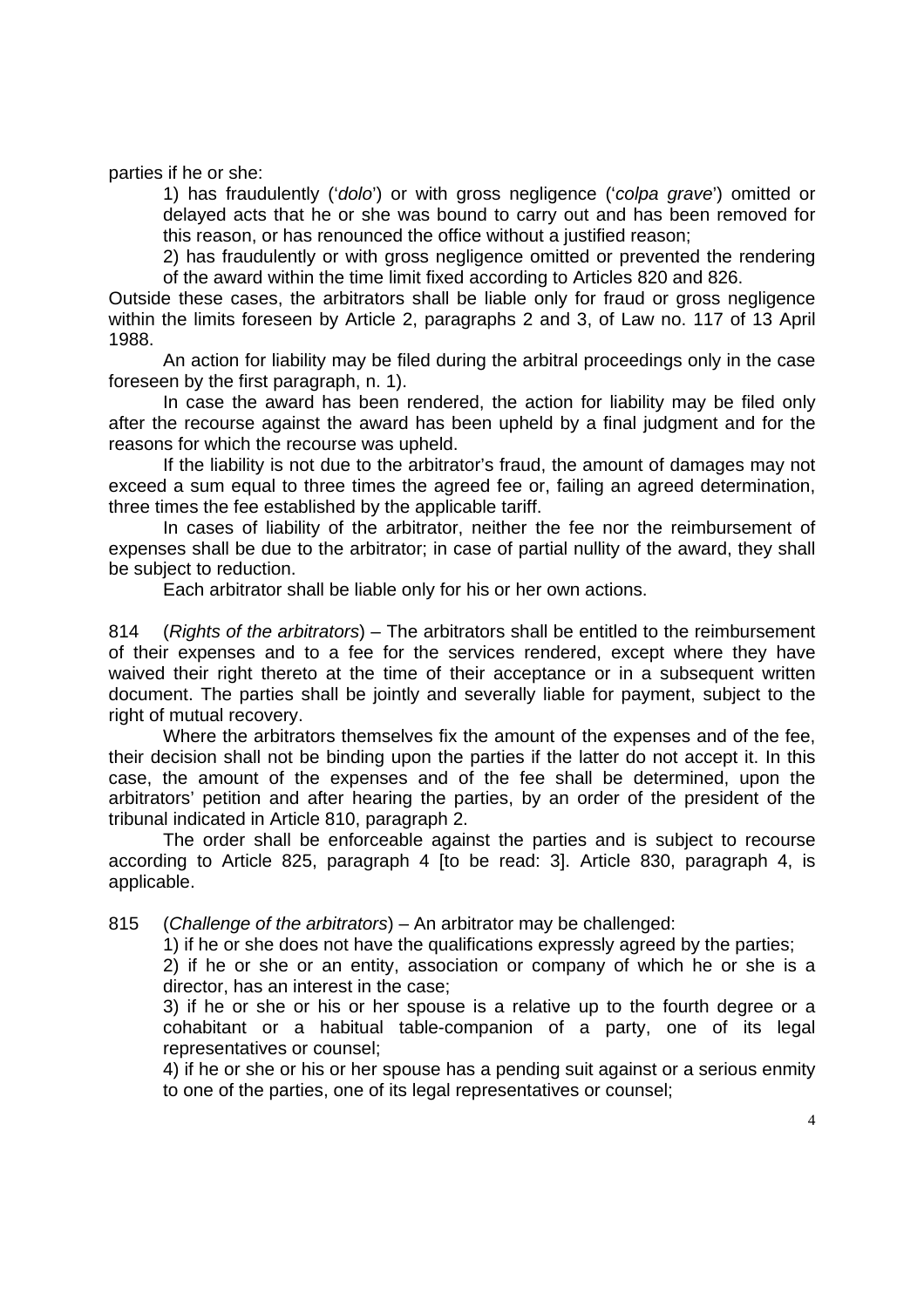parties if he or she:

1) has fraudulently ('*dolo*') or with gross negligence ('*colpa grave*') omitted or delayed acts that he or she was bound to carry out and has been removed for this reason, or has renounced the office without a justified reason;

2) has fraudulently or with gross negligence omitted or prevented the rendering of the award within the time limit fixed according to Articles 820 and 826.

Outside these cases, the arbitrators shall be liable only for fraud or gross negligence within the limits foreseen by Article 2, paragraphs 2 and 3, of Law no. 117 of 13 April 1988.

An action for liability may be filed during the arbitral proceedings only in the case foreseen by the first paragraph, n. 1).

In case the award has been rendered, the action for liability may be filed only after the recourse against the award has been upheld by a final judgment and for the reasons for which the recourse was upheld.

If the liability is not due to the arbitrator's fraud, the amount of damages may not exceed a sum equal to three times the agreed fee or, failing an agreed determination, three times the fee established by the applicable tariff.

In cases of liability of the arbitrator, neither the fee nor the reimbursement of expenses shall be due to the arbitrator; in case of partial nullity of the award, they shall be subject to reduction.

Each arbitrator shall be liable only for his or her own actions.

814 (*Rights of the arbitrators*) – The arbitrators shall be entitled to the reimbursement of their expenses and to a fee for the services rendered, except where they have waived their right thereto at the time of their acceptance or in a subsequent written document. The parties shall be jointly and severally liable for payment, subject to the right of mutual recovery.

Where the arbitrators themselves fix the amount of the expenses and of the fee, their decision shall not be binding upon the parties if the latter do not accept it. In this case, the amount of the expenses and of the fee shall be determined, upon the arbitrators' petition and after hearing the parties, by an order of the president of the tribunal indicated in Article 810, paragraph 2.

The order shall be enforceable against the parties and is subject to recourse according to Article 825, paragraph 4 [to be read: 3]. Article 830, paragraph 4, is applicable.

815 (*Challenge of the arbitrators*) – An arbitrator may be challenged:

1) if he or she does not have the qualifications expressly agreed by the parties;

2) if he or she or an entity, association or company of which he or she is a director, has an interest in the case;

3) if he or she or his or her spouse is a relative up to the fourth degree or a cohabitant or a habitual table-companion of a party, one of its legal representatives or counsel;

4) if he or she or his or her spouse has a pending suit against or a serious enmity to one of the parties, one of its legal representatives or counsel;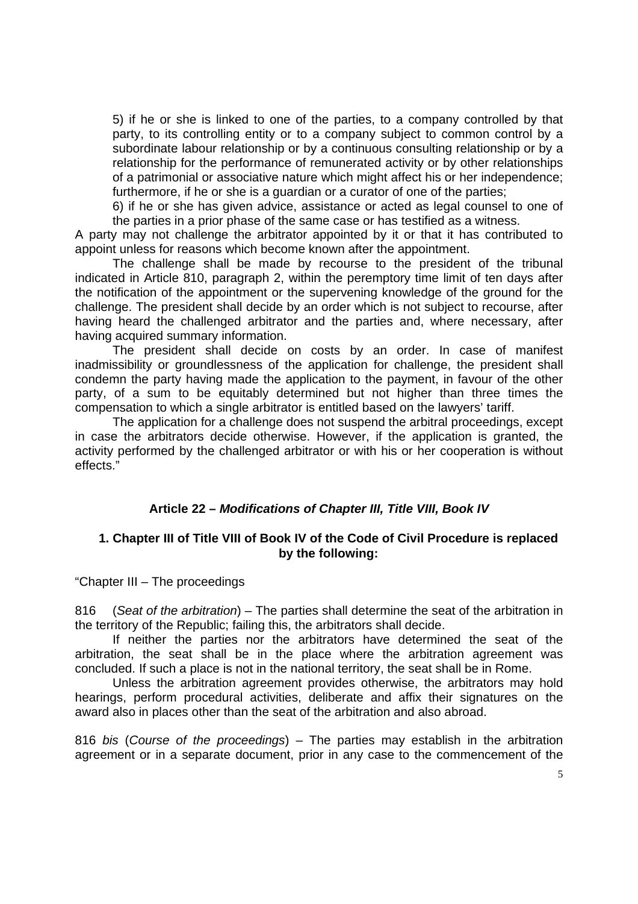5) if he or she is linked to one of the parties, to a company controlled by that party, to its controlling entity or to a company subject to common control by a subordinate labour relationship or by a continuous consulting relationship or by a relationship for the performance of remunerated activity or by other relationships of a patrimonial or associative nature which might affect his or her independence; furthermore, if he or she is a guardian or a curator of one of the parties;

6) if he or she has given advice, assistance or acted as legal counsel to one of the parties in a prior phase of the same case or has testified as a witness.

A party may not challenge the arbitrator appointed by it or that it has contributed to appoint unless for reasons which become known after the appointment.

The challenge shall be made by recourse to the president of the tribunal indicated in Article 810, paragraph 2, within the peremptory time limit of ten days after the notification of the appointment or the supervening knowledge of the ground for the challenge. The president shall decide by an order which is not subject to recourse, after having heard the challenged arbitrator and the parties and, where necessary, after having acquired summary information.

The president shall decide on costs by an order. In case of manifest inadmissibility or groundlessness of the application for challenge, the president shall condemn the party having made the application to the payment, in favour of the other party, of a sum to be equitably determined but not higher than three times the compensation to which a single arbitrator is entitled based on the lawyers' tariff.

The application for a challenge does not suspend the arbitral proceedings, except in case the arbitrators decide otherwise. However, if the application is granted, the activity performed by the challenged arbitrator or with his or her cooperation is without effects."

### Article 22 – *Modifications of Chapter III, Title VIII, Book IV*

**1. Chapter III of Title VIII of Book IV of the Code of Civil Procedure is replaced by the following:**

"Chapter III – The proceedings

816 (*Seat of the arbitration*) – The parties shall determine the seat of the arbitration in the territory of the Republic; failing this, the arbitrators shall decide.

If neither the parties nor the arbitrators have determined the seat of the arbitration, the seat shall be in the place where the arbitration agreement was concluded. If such a place is not in the national territory, the seat shall be in Rome.

Unless the arbitration agreement provides otherwise, the arbitrators may hold hearings, perform procedural activities, deliberate and affix their signatures on the award also in places other than the seat of the arbitration and also abroad.

816 *bis* (*Course of the proceedings*) – The parties may establish in the arbitration agreement or in a separate document, prior in any case to the commencement of the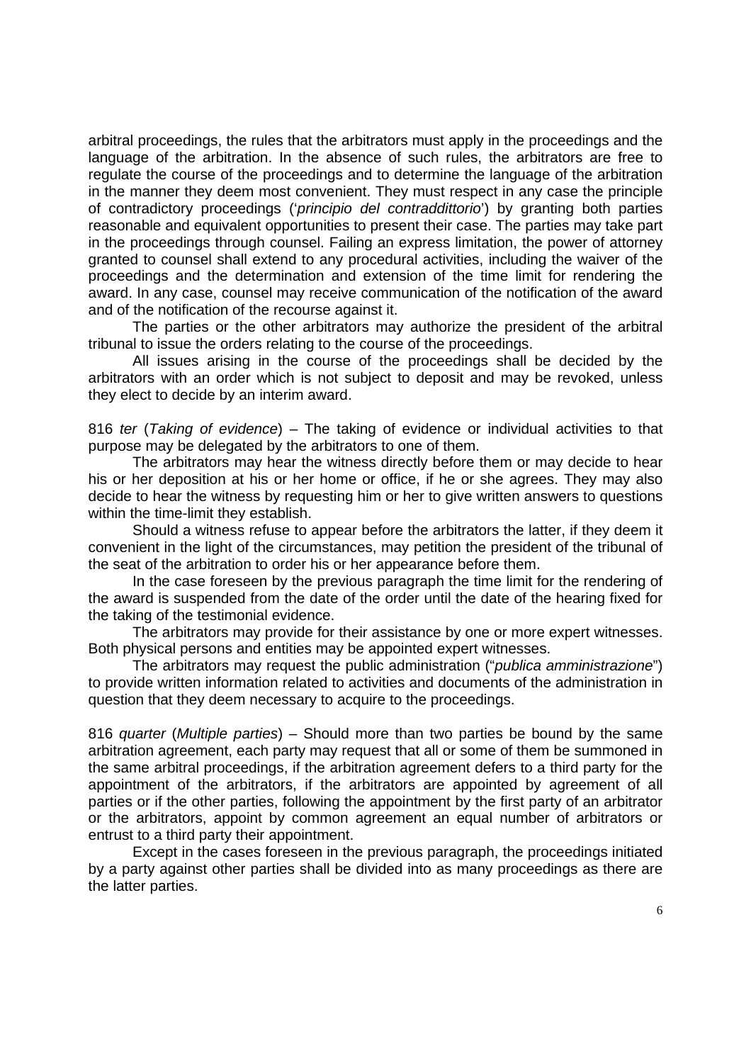arbitral proceedings, the rules that the arbitrators must apply in the proceedings and the language of the arbitration. In the absence of such rules, the arbitrators are free to regulate the course of the proceedings and to determine the language of the arbitration in the manner they deem most convenient. They must respect in any case the principle of contradictory proceedings ('*principio del contraddittorio*') by granting both parties reasonable and equivalent opportunities to present their case. The parties may take part in the proceedings through counsel. Failing an express limitation, the power of attorney granted to counsel shall extend to any procedural activities, including the waiver of the proceedings and the determination and extension of the time limit for rendering the award. In any case, counsel may receive communication of the notification of the award and of the notification of the recourse against it.

The parties or the other arbitrators may authorize the president of the arbitral tribunal to issue the orders relating to the course of the proceedings.

All issues arising in the course of the proceedings shall be decided by the arbitrators with an order which is not subject to deposit and may be revoked, unless they elect to decide by an interim award.

816 *ter* (*Taking of evidence*) – The taking of evidence or individual activities to that purpose may be delegated by the arbitrators to one of them.

The arbitrators may hear the witness directly before them or may decide to hear his or her deposition at his or her home or office, if he or she agrees. They may also decide to hear the witness by requesting him or her to give written answers to questions within the time-limit they establish.

Should a witness refuse to appear before the arbitrators the latter, if they deem it convenient in the light of the circumstances, may petition the president of the tribunal of the seat of the arbitration to order his or her appearance before them.

In the case foreseen by the previous paragraph the time limit for the rendering of the award is suspended from the date of the order until the date of the hearing fixed for the taking of the testimonial evidence.

The arbitrators may provide for their assistance by one or more expert witnesses. Both physical persons and entities may be appointed expert witnesses.

The arbitrators may request the public administration ("*publica amministrazione*") to provide written information related to activities and documents of the administration in question that they deem necessary to acquire to the proceedings.

816 *quarter* (*Multiple parties*) – Should more than two parties be bound by the same arbitration agreement, each party may request that all or some of them be summoned in the same arbitral proceedings, if the arbitration agreement defers to a third party for the appointment of the arbitrators, if the arbitrators are appointed by agreement of all parties or if the other parties, following the appointment by the first party of an arbitrator or the arbitrators, appoint by common agreement an equal number of arbitrators or entrust to a third party their appointment.

Except in the cases foreseen in the previous paragraph, the proceedings initiated by a party against other parties shall be divided into as many proceedings as there are the latter parties.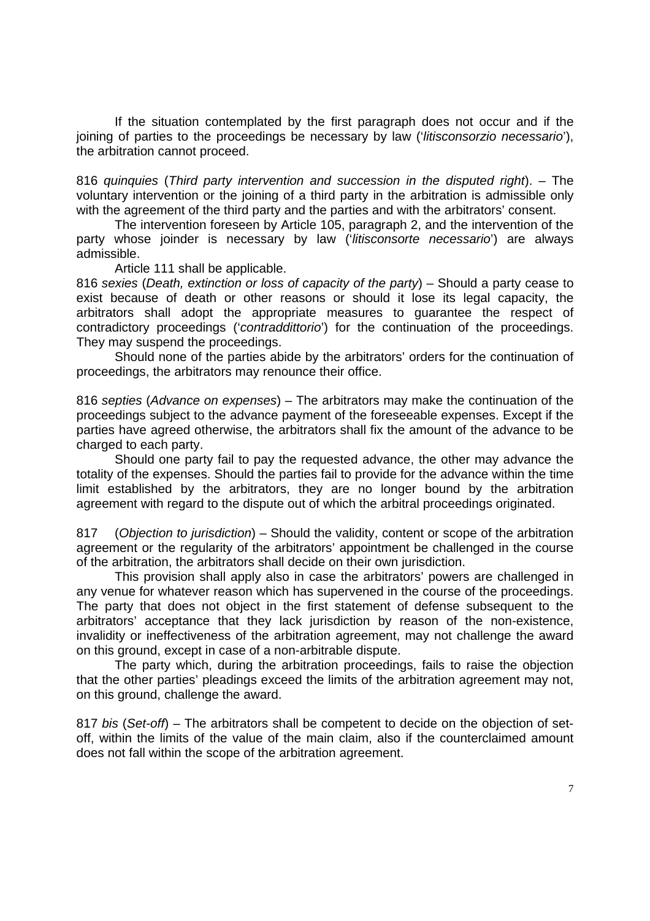If the situation contemplated by the first paragraph does not occur and if the joining of parties to the proceedings be necessary by law ('*litisconsorzio necessario*'), the arbitration cannot proceed.

816 *quinquies* (*Third party intervention and succession in the disputed right*). – The voluntary intervention or the joining of a third party in the arbitration is admissible only with the agreement of the third party and the parties and with the arbitrators' consent.

The intervention foreseen by Article 105, paragraph 2, and the intervention of the party whose joinder is necessary by law ('*litisconsorte necessario*') are always admissible.

Article 111 shall be applicable.

816 *sexies* (*Death, extinction or loss of capacity of the party*) – Should a party cease to exist because of death or other reasons or should it lose its legal capacity, the arbitrators shall adopt the appropriate measures to guarantee the respect of contradictory proceedings ('*contraddittorio*') for the continuation of the proceedings. They may suspend the proceedings.

Should none of the parties abide by the arbitrators' orders for the continuation of proceedings, the arbitrators may renounce their office.

816 *septies* (*Advance on expenses*) – The arbitrators may make the continuation of the proceedings subject to the advance payment of the foreseeable expenses. Except if the parties have agreed otherwise, the arbitrators shall fix the amount of the advance to be charged to each party.

Should one party fail to pay the requested advance, the other may advance the totality of the expenses. Should the parties fail to provide for the advance within the time limit established by the arbitrators, they are no longer bound by the arbitration agreement with regard to the dispute out of which the arbitral proceedings originated.

817 (*Objection to jurisdiction*) – Should the validity, content or scope of the arbitration agreement or the regularity of the arbitrators' appointment be challenged in the course of the arbitration, the arbitrators shall decide on their own jurisdiction.

This provision shall apply also in case the arbitrators' powers are challenged in any venue for whatever reason which has supervened in the course of the proceedings. The party that does not object in the first statement of defense subsequent to the arbitrators' acceptance that they lack jurisdiction by reason of the non-existence, invalidity or ineffectiveness of the arbitration agreement, may not challenge the award on this ground, except in case of a non-arbitrable dispute.

The party which, during the arbitration proceedings, fails to raise the objection that the other parties' pleadings exceed the limits of the arbitration agreement may not, on this ground, challenge the award.

817 *bis* (*Set-off*) – The arbitrators shall be competent to decide on the objection of set-off, within the limits of the value of the main claim, also if the counterclaimed amount does not fall within the scope of the arbitration agreement.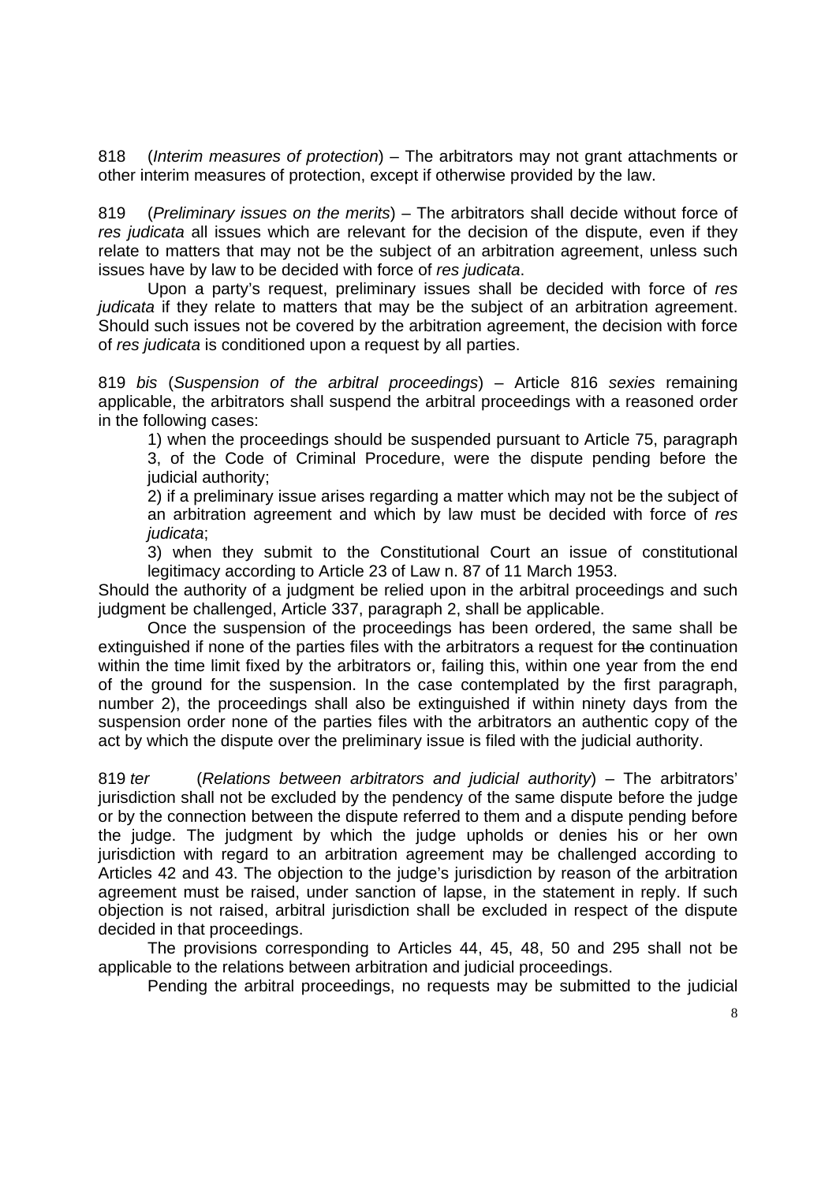818 (*Interim measures of protection*) – The arbitrators may not grant attachments or other interim measures of protection, except if otherwise provided by the law.

819 (*Preliminary issues on the merits*) – The arbitrators shall decide without force of *res judicata* all issues which are relevant for the decision of the dispute, even if they relate to matters that may not be the subject of an arbitration agreement, unless such issues have by law to be decided with force of *res judicata*.

Upon a party's request, preliminary issues shall be decided with force of *res judicata* if they relate to matters that may be the subject of an arbitration agreement. Should such issues not be covered by the arbitration agreement, the decision with force of *res judicata* is conditioned upon a request by all parties.

819 *bis* (*Suspension of the arbitral proceedings*) – Article 816 *sexies* remaining applicable, the arbitrators shall suspend the arbitral proceedings with a reasoned order in the following cases:

1) when the proceedings should be suspended pursuant to Article 75, paragraph 3, of the Code of Criminal Procedure, were the dispute pending before the judicial authority;

2) if a preliminary issue arises regarding a matter which may not be the subject of an arbitration agreement and which by law must be decided with force of *res judicata*;

3) when they submit to the Constitutional Court an issue of constitutional legitimacy according to Article 23 of Law n. 87 of 11 March 1953.

Should the authority of a judgment be relied upon in the arbitral proceedings and such judgment be challenged, Article 337, paragraph 2, shall be applicable.

Once the suspension of the proceedings has been ordered, the same shall be extinguished if none of the parties files with the arbitrators a request for ~~the~~ continuation within the time limit fixed by the arbitrators or, failing this, within one year from the end of the ground for the suspension. In the case contemplated by the first paragraph, number 2), the proceedings shall also be extinguished if within ninety days from the suspension order none of the parties files with the arbitrators an authentic copy of the act by which the dispute over the preliminary issue is filed with the judicial authority.

819 *ter* (*Relations between arbitrators and judicial authority*) – The arbitrators' jurisdiction shall not be excluded by the pendency of the same dispute before the judge or by the connection between the dispute referred to them and a dispute pending before the judge. The judgment by which the judge upholds or denies his or her own jurisdiction with regard to an arbitration agreement may be challenged according to Articles 42 and 43. The objection to the judge's jurisdiction by reason of the arbitration agreement must be raised, under sanction of lapse, in the statement in reply. If such objection is not raised, arbitral jurisdiction shall be excluded in respect of the dispute decided in that proceedings.

The provisions corresponding to Articles 44, 45, 48, 50 and 295 shall not be applicable to the relations between arbitration and judicial proceedings.

Pending the arbitral proceedings, no requests may be submitted to the judicial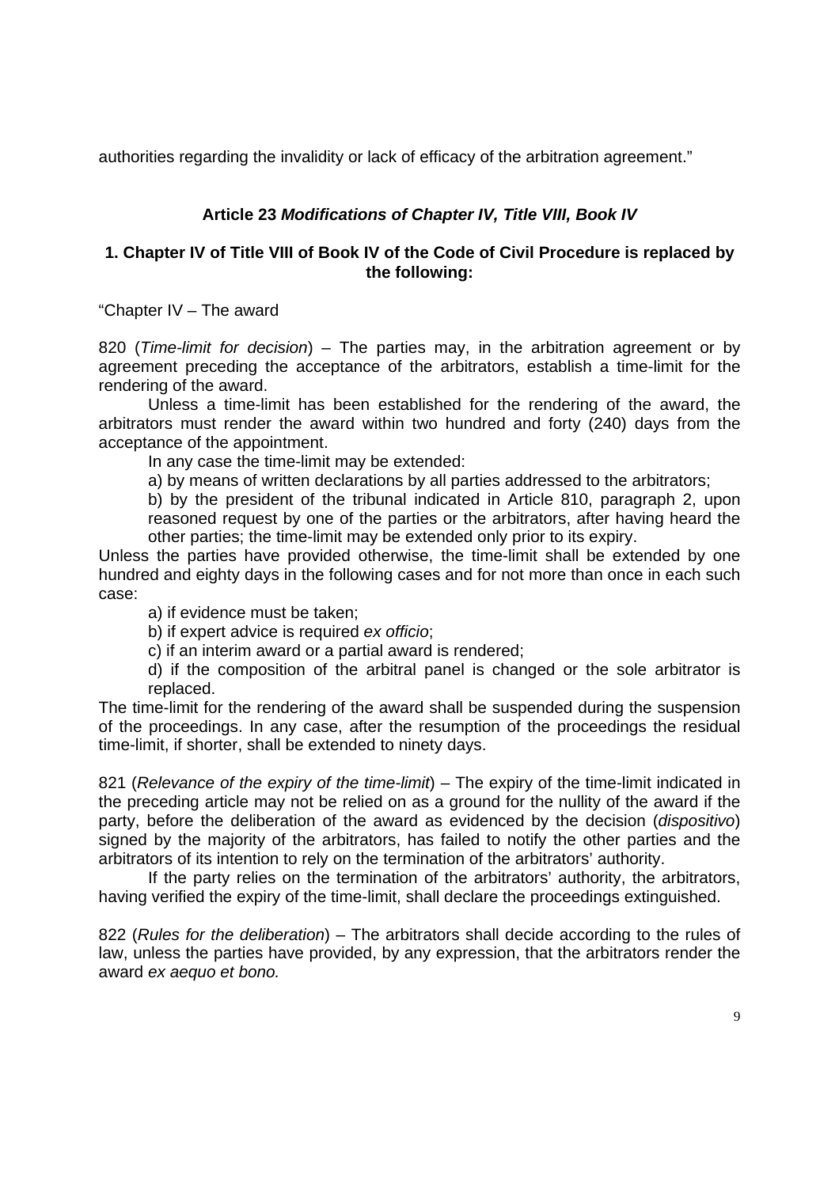authorities regarding the invalidity or lack of efficacy of the arbitration agreement."

**Article 23 *Modifications of Chapter IV, Title VIII, Book IV***

**1. Chapter IV of Title VIII of Book IV of the Code of Civil Procedure is replaced by the following:**

"Chapter IV – The award

820 (*Time-limit for decision*) – The parties may, in the arbitration agreement or by agreement preceding the acceptance of the arbitrators, establish a time-limit for the rendering of the award.

Unless a time-limit has been established for the rendering of the award, the arbitrators must render the award within two hundred and forty (240) days from the acceptance of the appointment.

In any case the time-limit may be extended:

a) by means of written declarations by all parties addressed to the arbitrators;

b) by the president of the tribunal indicated in Article 810, paragraph 2, upon reasoned request by one of the parties or the arbitrators, after having heard the other parties; the time-limit may be extended only prior to its expiry.

Unless the parties have provided otherwise, the time-limit shall be extended by one hundred and eighty days in the following cases and for not more than once in each such case:

a) if evidence must be taken;

b) if expert advice is required *ex officio*;

c) if an interim award or a partial award is rendered;

d) if the composition of the arbitral panel is changed or the sole arbitrator is replaced.

The time-limit for the rendering of the award shall be suspended during the suspension of the proceedings. In any case, after the resumption of the proceedings the residual time-limit, if shorter, shall be extended to ninety days.

821 (*Relevance of the expiry of the time-limit*) – The expiry of the time-limit indicated in the preceding article may not be relied on as a ground for the nullity of the award if the party, before the deliberation of the award as evidenced by the decision (*dispositivo*) signed by the majority of the arbitrators, has failed to notify the other parties and the arbitrators of its intention to rely on the termination of the arbitrators' authority.

If the party relies on the termination of the arbitrators' authority, the arbitrators, having verified the expiry of the time-limit, shall declare the proceedings extinguished.

822 (*Rules for the deliberation*) – The arbitrators shall decide according to the rules of law, unless the parties have provided, by any expression, that the arbitrators render the award *ex aequo et bono.*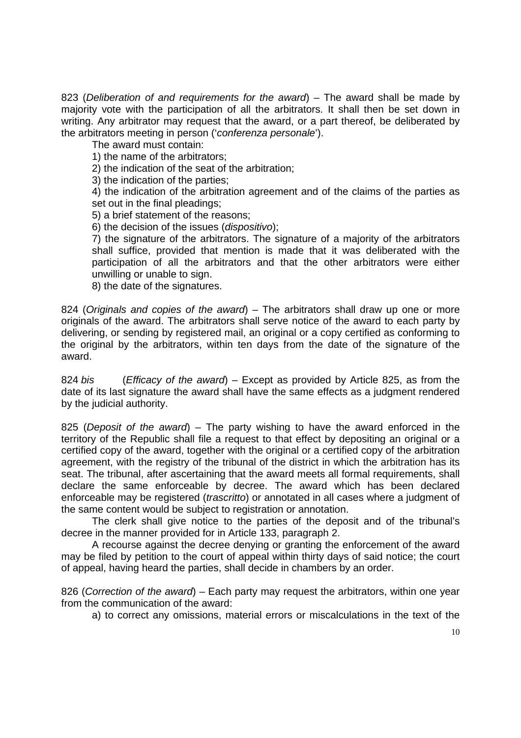823 (*Deliberation of and requirements for the award*) – The award shall be made by majority vote with the participation of all the arbitrators. It shall then be set down in writing. Any arbitrator may request that the award, or a part thereof, be deliberated by the arbitrators meeting in person (‘*conferenza personale*’).

The award must contain:

1) the name of the arbitrators;

2) the indication of the seat of the arbitration;

3) the indication of the parties;

4) the indication of the arbitration agreement and of the claims of the parties as set out in the final pleadings;

5) a brief statement of the reasons;

6) the decision of the issues (*dispositivo*);

7) the signature of the arbitrators. The signature of a majority of the arbitrators shall suffice, provided that mention is made that it was deliberated with the participation of all the arbitrators and that the other arbitrators were either unwilling or unable to sign.

8) the date of the signatures.

824 (*Originals and copies of the award*) – The arbitrators shall draw up one or more originals of the award. The arbitrators shall serve notice of the award to each party by delivering, or sending by registered mail, an original or a copy certified as conforming to the original by the arbitrators, within ten days from the date of the signature of the award.

824 *bis* (*Efficacy of the award*) – Except as provided by Article 825, as from the date of its last signature the award shall have the same effects as a judgment rendered by the judicial authority.

825 (*Deposit of the award*) – The party wishing to have the award enforced in the territory of the Republic shall file a request to that effect by depositing an original or a certified copy of the award, together with the original or a certified copy of the arbitration agreement, with the registry of the tribunal of the district in which the arbitration has its seat. The tribunal, after ascertaining that the award meets all formal requirements, shall declare the same enforceable by decree. The award which has been declared enforceable may be registered (*trascritto*) or annotated in all cases where a judgment of the same content would be subject to registration or annotation.

The clerk shall give notice to the parties of the deposit and of the tribunal’s decree in the manner provided for in Article 133, paragraph 2.

A recourse against the decree denying or granting the enforcement of the award may be filed by petition to the court of appeal within thirty days of said notice; the court of appeal, having heard the parties, shall decide in chambers by an order.

826 (*Correction of the award*) – Each party may request the arbitrators, within one year from the communication of the award:

a) to correct any omissions, material errors or miscalculations in the text of the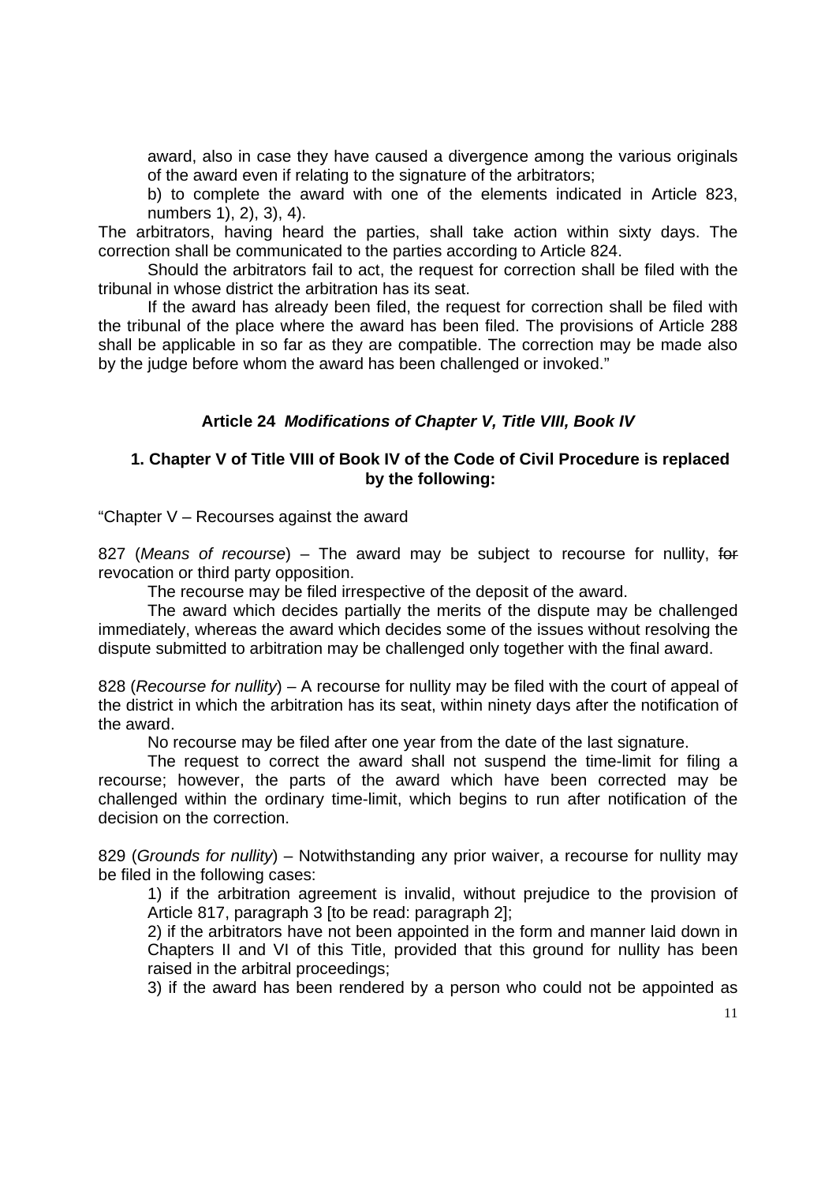award, also in case they have caused a divergence among the various originals of the award even if relating to the signature of the arbitrators;

b) to complete the award with one of the elements indicated in Article 823, numbers 1), 2), 3), 4).

The arbitrators, having heard the parties, shall take action within sixty days. The correction shall be communicated to the parties according to Article 824.

Should the arbitrators fail to act, the request for correction shall be filed with the tribunal in whose district the arbitration has its seat.

If the award has already been filed, the request for correction shall be filed with the tribunal of the place where the award has been filed. The provisions of Article 288 shall be applicable in so far as they are compatible. The correction may be made also by the judge before whom the award has been challenged or invoked."

### Article 24 *Modifications of Chapter V, Title VIII, Book IV*

**1. Chapter V of Title VIII of Book IV of the Code of Civil Procedure is replaced by the following:**

"Chapter V – Recourses against the award

827 (*Means of recourse*) – The award may be subject to recourse for nullity, ~~for~~ revocation or third party opposition.

The recourse may be filed irrespective of the deposit of the award.

The award which decides partially the merits of the dispute may be challenged immediately, whereas the award which decides some of the issues without resolving the dispute submitted to arbitration may be challenged only together with the final award.

828 (*Recourse for nullity*) – A recourse for nullity may be filed with the court of appeal of the district in which the arbitration has its seat, within ninety days after the notification of the award.

No recourse may be filed after one year from the date of the last signature.

The request to correct the award shall not suspend the time-limit for filing a recourse; however, the parts of the award which have been corrected may be challenged within the ordinary time-limit, which begins to run after notification of the decision on the correction.

829 (*Grounds for nullity*) – Notwithstanding any prior waiver, a recourse for nullity may be filed in the following cases:

1) if the arbitration agreement is invalid, without prejudice to the provision of Article 817, paragraph 3 [to be read: paragraph 2];

2) if the arbitrators have not been appointed in the form and manner laid down in Chapters II and VI of this Title, provided that this ground for nullity has been raised in the arbitral proceedings;

3) if the award has been rendered by a person who could not be appointed as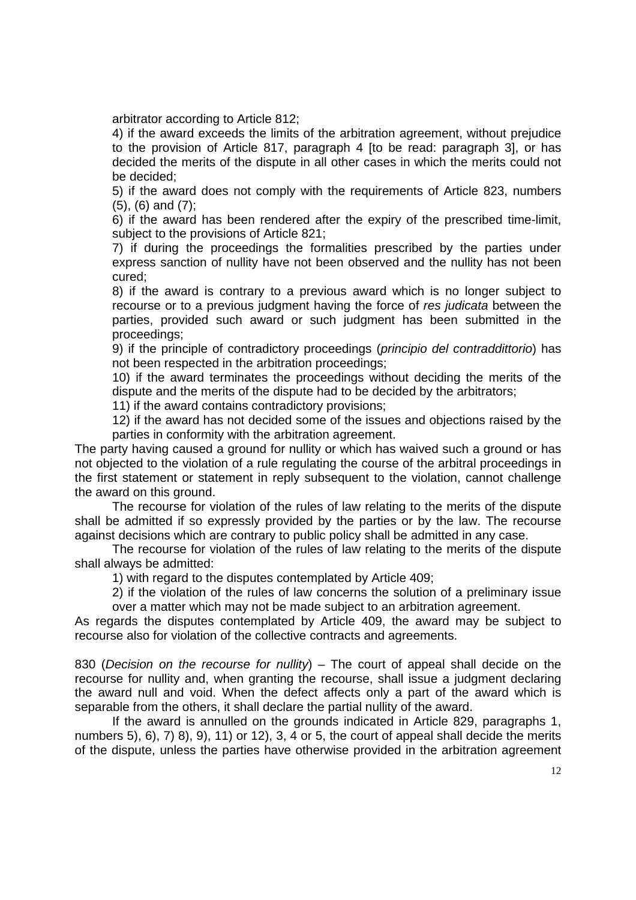arbitrator according to Article 812;

4) if the award exceeds the limits of the arbitration agreement, without prejudice to the provision of Article 817, paragraph 4 [to be read: paragraph 3], or has decided the merits of the dispute in all other cases in which the merits could not be decided;

5) if the award does not comply with the requirements of Article 823, numbers (5), (6) and (7);

6) if the award has been rendered after the expiry of the prescribed time-limit, subject to the provisions of Article 821;

7) if during the proceedings the formalities prescribed by the parties under express sanction of nullity have not been observed and the nullity has not been cured;

8) if the award is contrary to a previous award which is no longer subject to recourse or to a previous judgment having the force of *res judicata* between the parties, provided such award or such judgment has been submitted in the proceedings;

9) if the principle of contradictory proceedings (*principio del contraddittorio*) has not been respected in the arbitration proceedings;

10) if the award terminates the proceedings without deciding the merits of the dispute and the merits of the dispute had to be decided by the arbitrators;

11) if the award contains contradictory provisions;

12) if the award has not decided some of the issues and objections raised by the parties in conformity with the arbitration agreement.

The party having caused a ground for nullity or which has waived such a ground or has not objected to the violation of a rule regulating the course of the arbitral proceedings in the first statement or statement in reply subsequent to the violation, cannot challenge the award on this ground.

The recourse for violation of the rules of law relating to the merits of the dispute shall be admitted if so expressly provided by the parties or by the law. The recourse against decisions which are contrary to public policy shall be admitted in any case.

The recourse for violation of the rules of law relating to the merits of the dispute shall always be admitted:

1) with regard to the disputes contemplated by Article 409;

2) if the violation of the rules of law concerns the solution of a preliminary issue over a matter which may not be made subject to an arbitration agreement.

As regards the disputes contemplated by Article 409, the award may be subject to recourse also for violation of the collective contracts and agreements.

830 (*Decision on the recourse for nullity*) – The court of appeal shall decide on the recourse for nullity and, when granting the recourse, shall issue a judgment declaring the award null and void. When the defect affects only a part of the award which is separable from the others, it shall declare the partial nullity of the award.

If the award is annulled on the grounds indicated in Article 829, paragraphs 1, numbers 5), 6), 7) 8), 9), 11) or 12), 3, 4 or 5, the court of appeal shall decide the merits of the dispute, unless the parties have otherwise provided in the arbitration agreement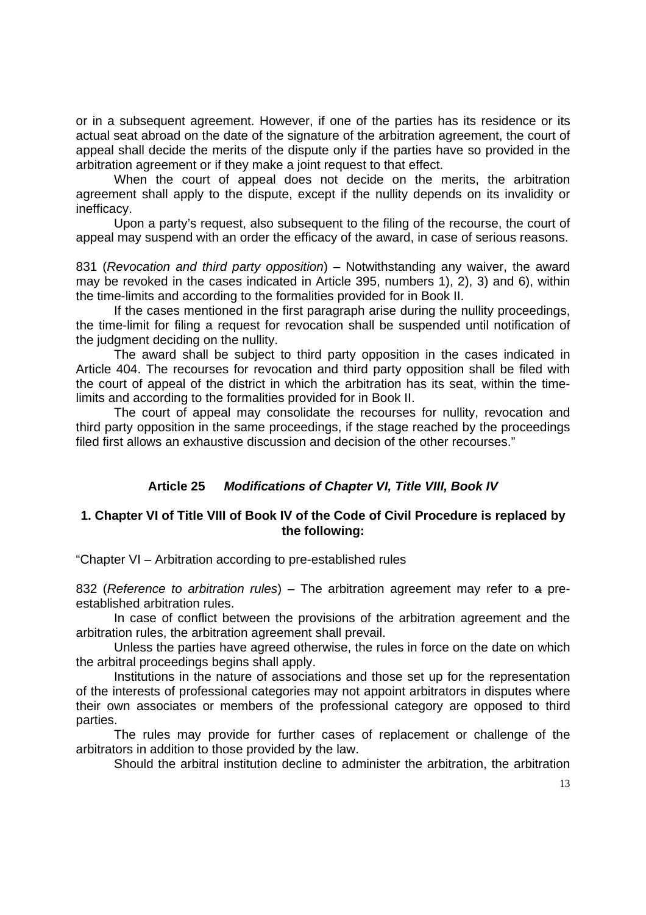or in a subsequent agreement. However, if one of the parties has its residence or its actual seat abroad on the date of the signature of the arbitration agreement, the court of appeal shall decide the merits of the dispute only if the parties have so provided in the arbitration agreement or if they make a joint request to that effect.

When the court of appeal does not decide on the merits, the arbitration agreement shall apply to the dispute, except if the nullity depends on its invalidity or inefficacy.

Upon a party's request, also subsequent to the filing of the recourse, the court of appeal may suspend with an order the efficacy of the award, in case of serious reasons.

831 (*Revocation and third party opposition*) – Notwithstanding any waiver, the award may be revoked in the cases indicated in Article 395, numbers 1), 2), 3) and 6), within the time-limits and according to the formalities provided for in Book II.

If the cases mentioned in the first paragraph arise during the nullity proceedings, the time-limit for filing a request for revocation shall be suspended until notification of the judgment deciding on the nullity.

The award shall be subject to third party opposition in the cases indicated in Article 404. The recourses for revocation and third party opposition shall be filed with the court of appeal of the district in which the arbitration has its seat, within the time-limits and according to the formalities provided for in Book II.

The court of appeal may consolidate the recourses for nullity, revocation and third party opposition in the same proceedings, if the stage reached by the proceedings filed first allows an exhaustive discussion and decision of the other recourses."

### Article 25 *Modifications of Chapter VI, Title VIII, Book IV*

**1. Chapter VI of Title VIII of Book IV of the Code of Civil Procedure is replaced by the following:**

"Chapter VI – Arbitration according to pre-established rules

832 (*Reference to arbitration rules*) – The arbitration agreement may refer to ~~a~~ pre-established arbitration rules.

In case of conflict between the provisions of the arbitration agreement and the arbitration rules, the arbitration agreement shall prevail.

Unless the parties have agreed otherwise, the rules in force on the date on which the arbitral proceedings begins shall apply.

Institutions in the nature of associations and those set up for the representation of the interests of professional categories may not appoint arbitrators in disputes where their own associates or members of the professional category are opposed to third parties.

The rules may provide for further cases of replacement or challenge of the arbitrators in addition to those provided by the law.

Should the arbitral institution decline to administer the arbitration, the arbitration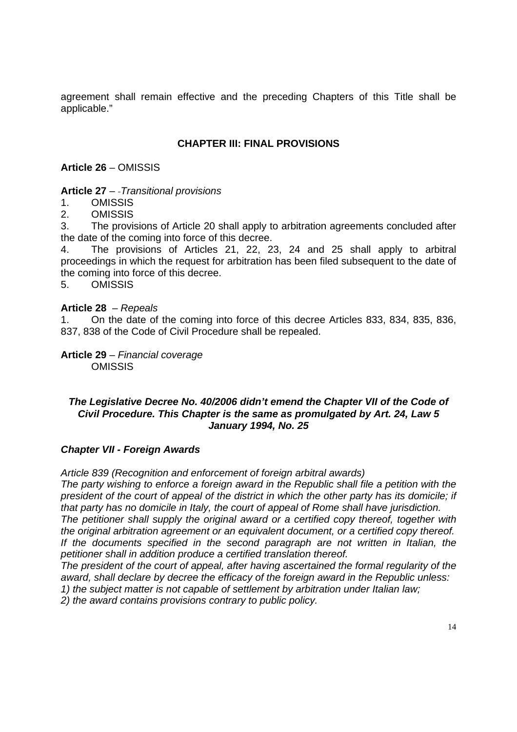agreement shall remain effective and the preceding Chapters of this Title shall be applicable."

## CHAPTER III: FINAL PROVISIONS

**Article 26** – OMISSIS

**Article 27** – *-Transitional provisions*

1. OMISSIS
2. OMISSIS
3. The provisions of Article 20 shall apply to arbitration agreements concluded after the date of the coming into force of this decree.
4. The provisions of Articles 21, 22, 23, 24 and 25 shall apply to arbitral proceedings in which the request for arbitration has been filed subsequent to the date of the coming into force of this decree.
5. OMISSIS

**Article 28** – *Repeals*

1. On the date of the coming into force of this decree Articles 833, 834, 835, 836, 837, 838 of the Code of Civil Procedure shall be repealed.

**Article 29** – *Financial coverage*
OMISSIS

***The Legislative Decree No. 40/2006 didn't emend the Chapter VII of the Code of Civil Procedure. This Chapter is the same as promulgated by Art. 24, Law 5 January 1994, No. 25***

### *Chapter VII - Foreign Awards*

*Article 839 (Recognition and enforcement of foreign arbitral awards)*

*The party wishing to enforce a foreign award in the Republic shall file a petition with the president of the court of appeal of the district in which the other party has its domicile; if that party has no domicile in Italy, the court of appeal of Rome shall have jurisdiction.*

*The petitioner shall supply the original award or a certified copy thereof, together with the original arbitration agreement or an equivalent document, or a certified copy thereof.*

*If the documents specified in the second paragraph are not written in Italian, the petitioner shall in addition produce a certified translation thereof.*

*The president of the court of appeal, after having ascertained the formal regularity of the award, shall declare by decree the efficacy of the foreign award in the Republic unless:*

*1) the subject matter is not capable of settlement by arbitration under Italian law;*

*2) the award contains provisions contrary to public policy.*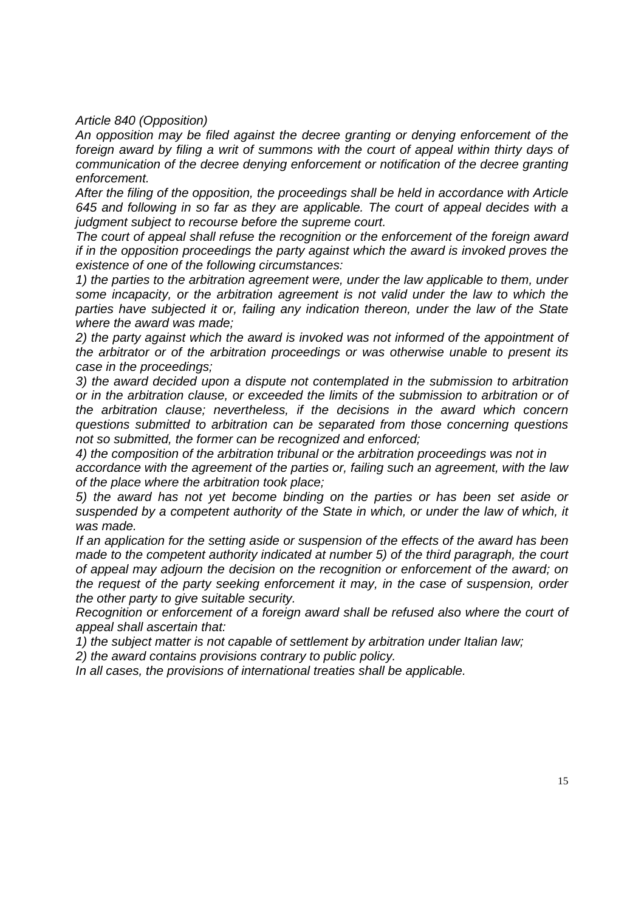*Article 840 (Opposition)*

*An opposition may be filed against the decree granting or denying enforcement of the foreign award by filing a writ of summons with the court of appeal within thirty days of communication of the decree denying enforcement or notification of the decree granting enforcement.*

*After the filing of the opposition, the proceedings shall be held in accordance with Article 645 and following in so far as they are applicable. The court of appeal decides with a judgment subject to recourse before the supreme court.*

*The court of appeal shall refuse the recognition or the enforcement of the foreign award if in the opposition proceedings the party against which the award is invoked proves the existence of one of the following circumstances:*

*1) the parties to the arbitration agreement were, under the law applicable to them, under some incapacity, or the arbitration agreement is not valid under the law to which the parties have subjected it or, failing any indication thereon, under the law of the State where the award was made;*

*2) the party against which the award is invoked was not informed of the appointment of the arbitrator or of the arbitration proceedings or was otherwise unable to present its case in the proceedings;*

*3) the award decided upon a dispute not contemplated in the submission to arbitration or in the arbitration clause, or exceeded the limits of the submission to arbitration or of the arbitration clause; nevertheless, if the decisions in the award which concern questions submitted to arbitration can be separated from those concerning questions not so submitted, the former can be recognized and enforced;*

*4) the composition of the arbitration tribunal or the arbitration proceedings was not in accordance with the agreement of the parties or, failing such an agreement, with the law of the place where the arbitration took place;*

*5) the award has not yet become binding on the parties or has been set aside or suspended by a competent authority of the State in which, or under the law of which, it was made.*

*If an application for the setting aside or suspension of the effects of the award has been made to the competent authority indicated at number 5) of the third paragraph, the court of appeal may adjourn the decision on the recognition or enforcement of the award; on the request of the party seeking enforcement it may, in the case of suspension, order the other party to give suitable security.*

*Recognition or enforcement of a foreign award shall be refused also where the court of appeal shall ascertain that:*

*1) the subject matter is not capable of settlement by arbitration under Italian law;*

*2) the award contains provisions contrary to public policy.*

*In all cases, the provisions of international treaties shall be applicable.*